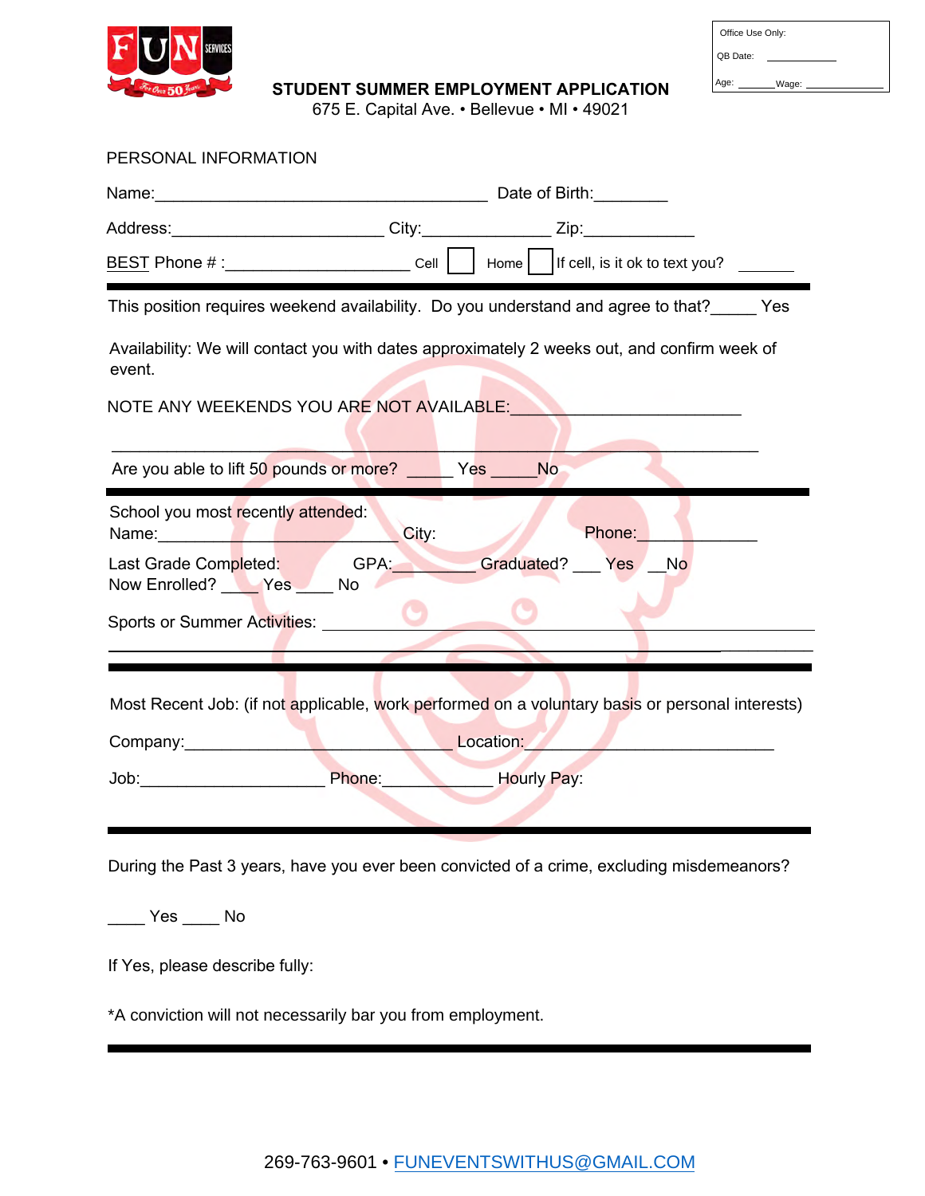FUN SERVICES — For Over 50 Years

Office Use Only:

QB Date: ____________

Age: ________ Wage: ______________

## STUDENT SUMMER EMPLOYMENT APPLICATION

675 E. Capital Ave. • Bellevue • MI • 49021

### PERSONAL INFORMATION

Name:_____________________________________ Date of Birth:________

Address:________________________ City:______________ Zip:____________

BEST Phone # :_____________________ Cell ☐ Home ☐ If cell, is it ok to text you? _______

---

This position requires weekend availability. Do you understand and agree to that?_____ Yes

Availability: We will contact you with dates approximately 2 weeks out, and confirm week of event.

NOTE ANY WEEKENDS YOU ARE NOT AVAILABLE:________________________

_____________________________________________________________________

Are you able to lift 50 pounds or more? _____ Yes _____No

---

School you most recently attended:
Name:___________________________ City: Phone:____________

Last Grade Completed: GPA:________ Graduated? ___ Yes __No
Now Enrolled? ____ Yes ____ No

Sports or Summer Activities: ____________________________________________

_____________________________________________________________________

---

Most Recent Job: (if not applicable, work performed on a voluntary basis or personal interests)

Company:______________________________ Location:__________________________

Job:____________________ Phone:____________ Hourly Pay:

---

During the Past 3 years, have you ever been convicted of a crime, excluding misdemeanors?

____ Yes ____ No

If Yes, please describe fully:

*A conviction will not necessarily bar you from employment.

---

269-763-9601 • FUNEVENTSWITHUS@GMAIL.COM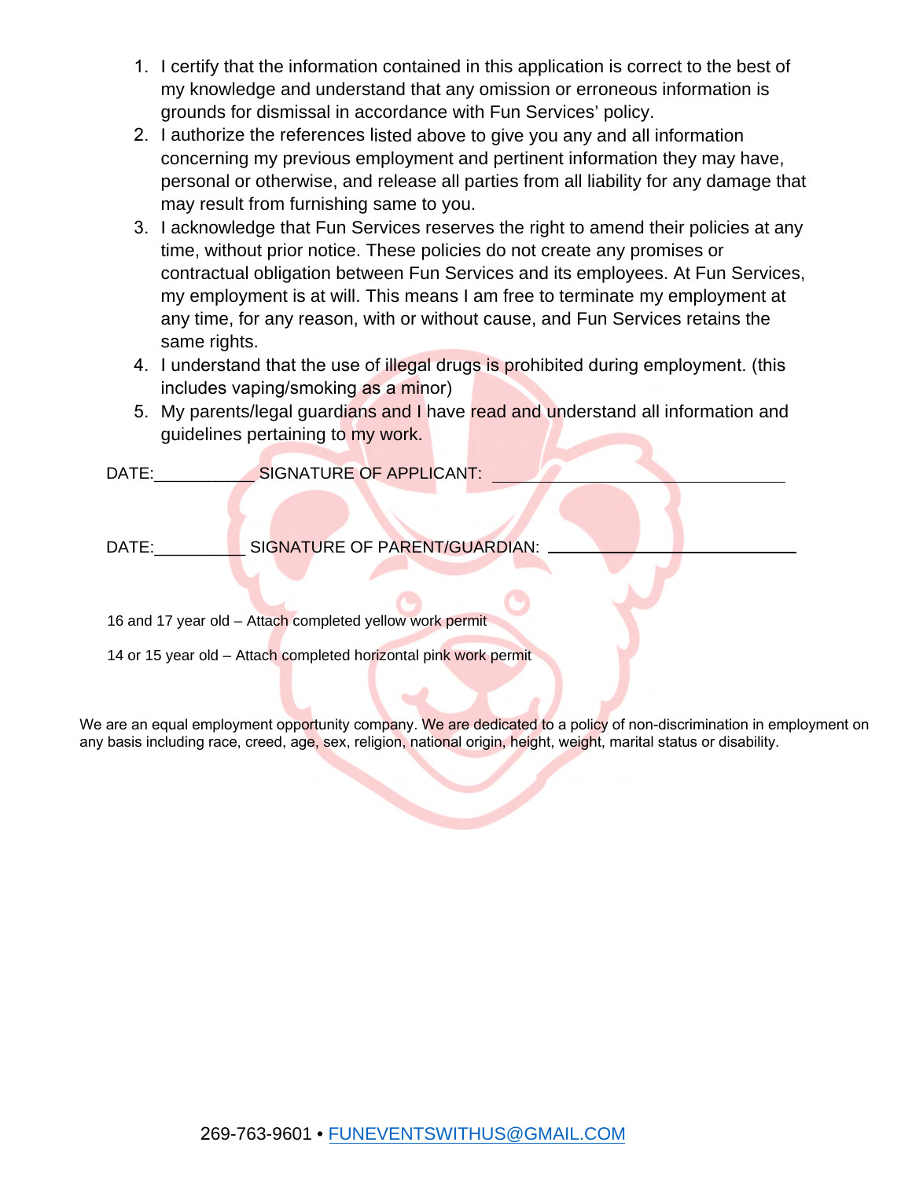1. I certify that the information contained in this application is correct to the best of my knowledge and understand that any omission or erroneous information is grounds for dismissal in accordance with Fun Services' policy.
2. I authorize the references listed above to give you any and all information concerning my previous employment and pertinent information they may have, personal or otherwise, and release all parties from all liability for any damage that may result from furnishing same to you.
3. I acknowledge that Fun Services reserves the right to amend their policies at any time, without prior notice. These policies do not create any promises or contractual obligation between Fun Services and its employees. At Fun Services, my employment is at will. This means I am free to terminate my employment at any time, for any reason, with or without cause, and Fun Services retains the same rights.
4. I understand that the use of illegal drugs is prohibited during employment. (this includes vaping/smoking as a minor)
5. My parents/legal guardians and I have read and understand all information and guidelines pertaining to my work.

DATE:___________ SIGNATURE OF APPLICANT: ________________________________

DATE:__________ SIGNATURE OF PARENT/GUARDIAN: ___________________________

16 and 17 year old – Attach completed yellow work permit

14 or 15 year old – Attach completed horizontal pink work permit

We are an equal employment opportunity company. We are dedicated to a policy of non-discrimination in employment on any basis including race, creed, age, sex, religion, national origin, height, weight, marital status or disability.

269-763-9601 • FUNEVENTSWITHUS@GMAIL.COM